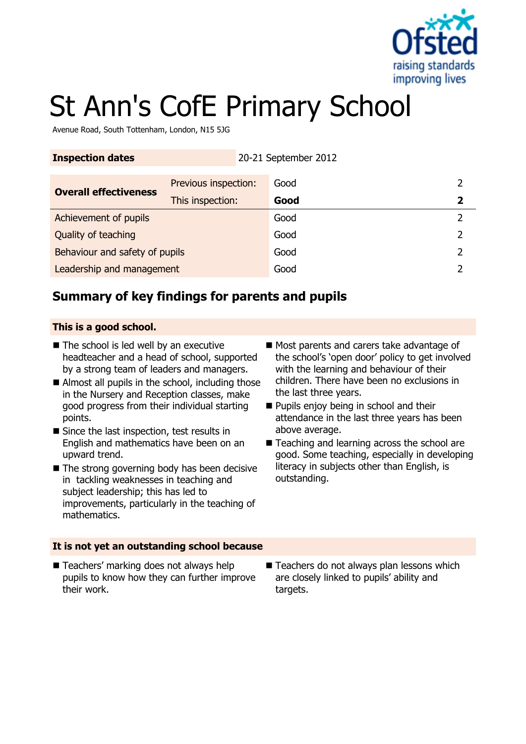# St Ann's CofE Primary School

Avenue Road, South Tottenham, London, N15 5JG

| **Inspection dates** | | 20-21 September 2012 | |
|---|---|---|---|
| **Overall effectiveness** | Previous inspection: | Good | 2 |
| | This inspection: | **Good** | **2** |
| Achievement of pupils | | Good | 2 |
| Quality of teaching | | Good | 2 |
| Behaviour and safety of pupils | | Good | 2 |
| Leadership and management | | Good | 2 |

## Summary of key findings for parents and pupils

### This is a good school.

- The school is led well by an executive headteacher and a head of school, supported by a strong team of leaders and managers.
- Almost all pupils in the school, including those in the Nursery and Reception classes, make good progress from their individual starting points.
- Since the last inspection, test results in English and mathematics have been on an upward trend.
- The strong governing body has been decisive in tackling weaknesses in teaching and subject leadership; this has led to improvements, particularly in the teaching of mathematics.
- Most parents and carers take advantage of the school's 'open door' policy to get involved with the learning and behaviour of their children. There have been no exclusions in the last three years.
- Pupils enjoy being in school and their attendance in the last three years has been above average.
- Teaching and learning across the school are good. Some teaching, especially in developing literacy in subjects other than English, is outstanding.

### It is not yet an outstanding school because

- Teachers' marking does not always help pupils to know how they can further improve their work.
- Teachers do not always plan lessons which are closely linked to pupils' ability and targets.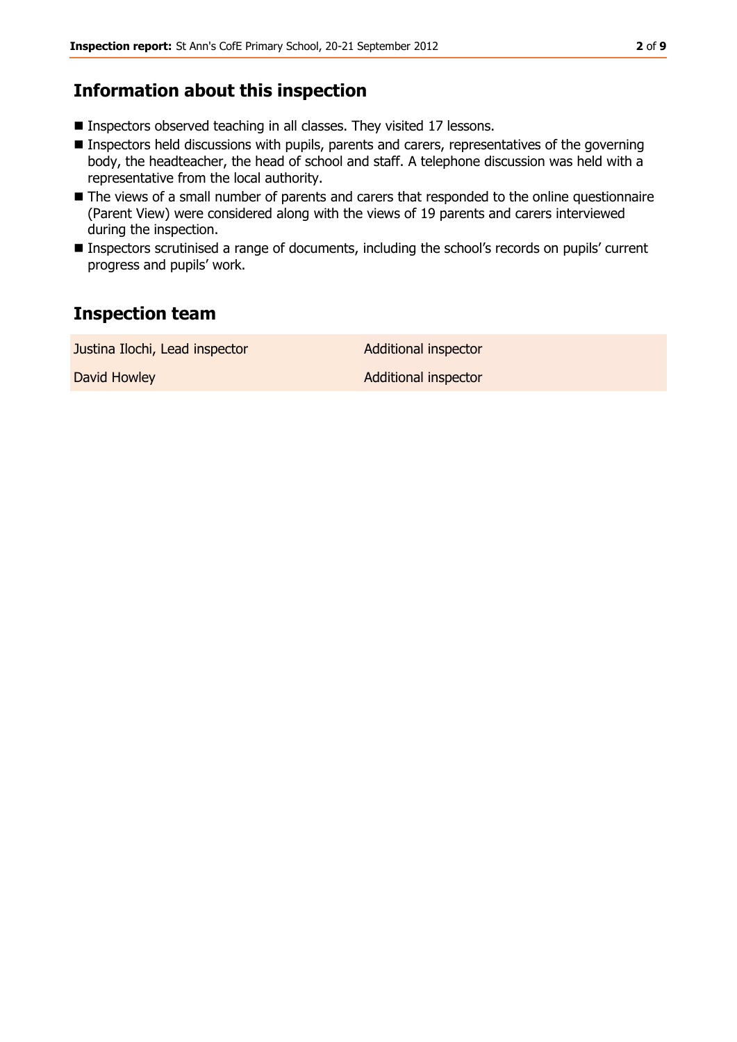## Information about this inspection

- Inspectors observed teaching in all classes. They visited 17 lessons.
- Inspectors held discussions with pupils, parents and carers, representatives of the governing body, the headteacher, the head of school and staff. A telephone discussion was held with a representative from the local authority.
- The views of a small number of parents and carers that responded to the online questionnaire (Parent View) were considered along with the views of 19 parents and carers interviewed during the inspection.
- Inspectors scrutinised a range of documents, including the school's records on pupils' current progress and pupils' work.

## Inspection team

| | |
|---|---|
| Justina Ilochi, Lead inspector | Additional inspector |
| David Howley | Additional inspector |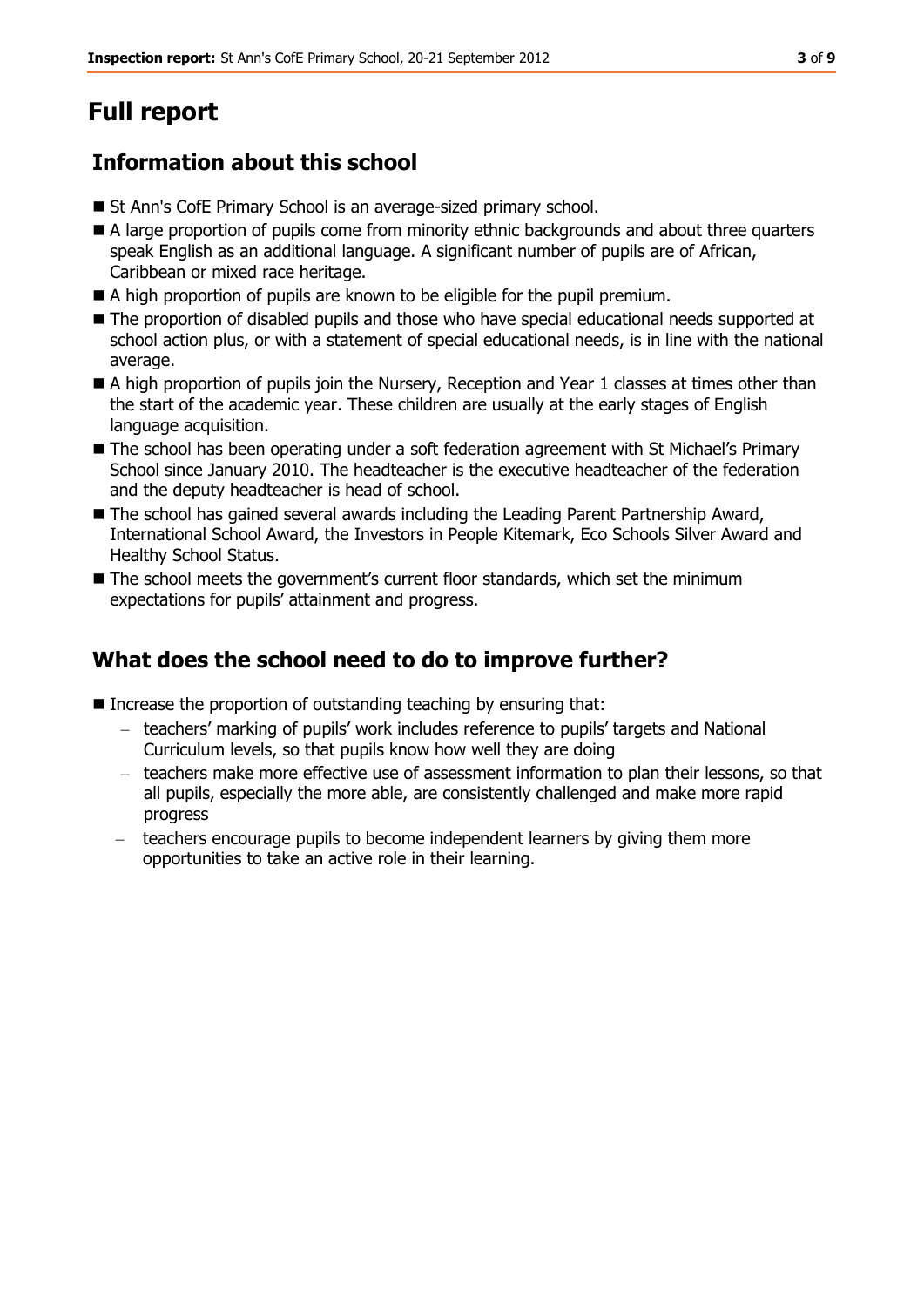# Full report

## Information about this school

- St Ann's CofE Primary School is an average-sized primary school.
- A large proportion of pupils come from minority ethnic backgrounds and about three quarters speak English as an additional language. A significant number of pupils are of African, Caribbean or mixed race heritage.
- A high proportion of pupils are known to be eligible for the pupil premium.
- The proportion of disabled pupils and those who have special educational needs supported at school action plus, or with a statement of special educational needs, is in line with the national average.
- A high proportion of pupils join the Nursery, Reception and Year 1 classes at times other than the start of the academic year. These children are usually at the early stages of English language acquisition.
- The school has been operating under a soft federation agreement with St Michael's Primary School since January 2010. The headteacher is the executive headteacher of the federation and the deputy headteacher is head of school.
- The school has gained several awards including the Leading Parent Partnership Award, International School Award, the Investors in People Kitemark, Eco Schools Silver Award and Healthy School Status.
- The school meets the government's current floor standards, which set the minimum expectations for pupils' attainment and progress.

## What does the school need to do to improve further?

- Increase the proportion of outstanding teaching by ensuring that:
  - teachers' marking of pupils' work includes reference to pupils' targets and National Curriculum levels, so that pupils know how well they are doing
  - teachers make more effective use of assessment information to plan their lessons, so that all pupils, especially the more able, are consistently challenged and make more rapid progress
  - teachers encourage pupils to become independent learners by giving them more opportunities to take an active role in their learning.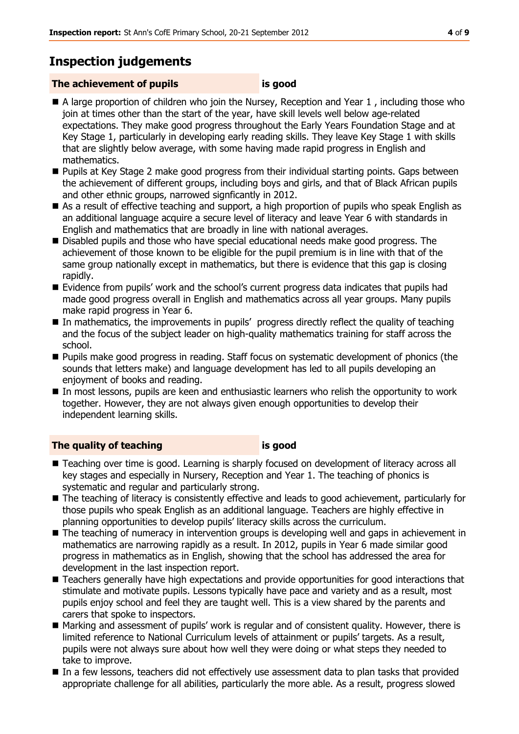## Inspection judgements

**The achievement of pupils** **is good**

- A large proportion of children who join the Nursey, Reception and Year 1 , including those who join at times other than the start of the year, have skill levels well below age-related expectations. They make good progress throughout the Early Years Foundation Stage and at Key Stage 1, particularly in developing early reading skills. They leave Key Stage 1 with skills that are slightly below average, with some having made rapid progress in English and mathematics.
- Pupils at Key Stage 2 make good progress from their individual starting points. Gaps between the achievement of different groups, including boys and girls, and that of Black African pupils and other ethnic groups, narrowed signficantly in 2012.
- As a result of effective teaching and support, a high proportion of pupils who speak English as an additional language acquire a secure level of literacy and leave Year 6 with standards in English and mathematics that are broadly in line with national averages.
- Disabled pupils and those who have special educational needs make good progress. The achievement of those known to be eligible for the pupil premium is in line with that of the same group nationally except in mathematics, but there is evidence that this gap is closing rapidly.
- Evidence from pupils' work and the school's current progress data indicates that pupils had made good progress overall in English and mathematics across all year groups. Many pupils make rapid progress in Year 6.
- In mathematics, the improvements in pupils' progress directly reflect the quality of teaching and the focus of the subject leader on high-quality mathematics training for staff across the school.
- Pupils make good progress in reading. Staff focus on systematic development of phonics (the sounds that letters make) and language development has led to all pupils developing an enjoyment of books and reading.
- In most lessons, pupils are keen and enthusiastic learners who relish the opportunity to work together. However, they are not always given enough opportunities to develop their independent learning skills.

**The quality of teaching** **is good**

- Teaching over time is good. Learning is sharply focused on development of literacy across all key stages and especially in Nursery, Reception and Year 1. The teaching of phonics is systematic and regular and particularly strong.
- The teaching of literacy is consistently effective and leads to good achievement, particularly for those pupils who speak English as an additional language. Teachers are highly effective in planning opportunities to develop pupils' literacy skills across the curriculum.
- The teaching of numeracy in intervention groups is developing well and gaps in achievement in mathematics are narrowing rapidly as a result. In 2012, pupils in Year 6 made similar good progress in mathematics as in English, showing that the school has addressed the area for development in the last inspection report.
- Teachers generally have high expectations and provide opportunities for good interactions that stimulate and motivate pupils. Lessons typically have pace and variety and as a result, most pupils enjoy school and feel they are taught well. This is a view shared by the parents and carers that spoke to inspectors.
- Marking and assessment of pupils' work is regular and of consistent quality. However, there is limited reference to National Curriculum levels of attainment or pupils' targets. As a result, pupils were not always sure about how well they were doing or what steps they needed to take to improve.
- In a few lessons, teachers did not effectively use assessment data to plan tasks that provided appropriate challenge for all abilities, particularly the more able. As a result, progress slowed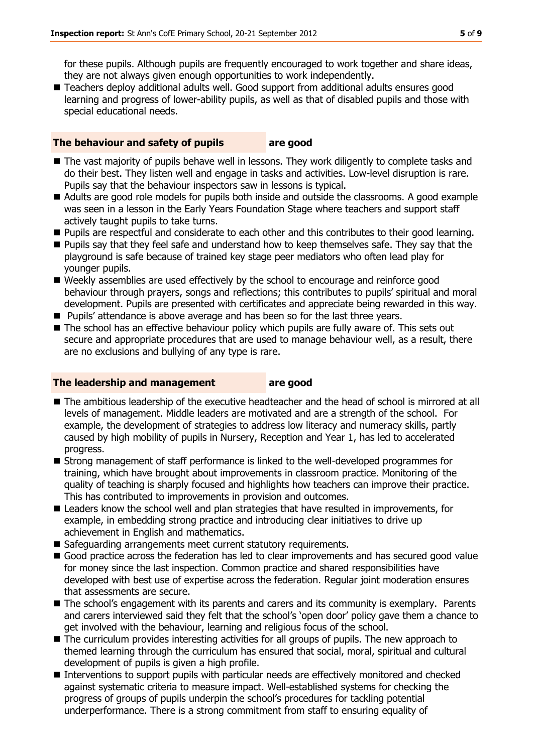for these pupils. Although pupils are frequently encouraged to work together and share ideas, they are not always given enough opportunities to work independently.

- Teachers deploy additional adults well. Good support from additional adults ensures good learning and progress of lower-ability pupils, as well as that of disabled pupils and those with special educational needs.

### The behaviour and safety of pupils are good

- The vast majority of pupils behave well in lessons. They work diligently to complete tasks and do their best. They listen well and engage in tasks and activities. Low-level disruption is rare. Pupils say that the behaviour inspectors saw in lessons is typical.
- Adults are good role models for pupils both inside and outside the classrooms. A good example was seen in a lesson in the Early Years Foundation Stage where teachers and support staff actively taught pupils to take turns.
- Pupils are respectful and considerate to each other and this contributes to their good learning.
- Pupils say that they feel safe and understand how to keep themselves safe. They say that the playground is safe because of trained key stage peer mediators who often lead play for younger pupils.
- Weekly assemblies are used effectively by the school to encourage and reinforce good behaviour through prayers, songs and reflections; this contributes to pupils' spiritual and moral development. Pupils are presented with certificates and appreciate being rewarded in this way.
- Pupils' attendance is above average and has been so for the last three years.
- The school has an effective behaviour policy which pupils are fully aware of. This sets out secure and appropriate procedures that are used to manage behaviour well, as a result, there are no exclusions and bullying of any type is rare.

### The leadership and management are good

- The ambitious leadership of the executive headteacher and the head of school is mirrored at all levels of management. Middle leaders are motivated and are a strength of the school. For example, the development of strategies to address low literacy and numeracy skills, partly caused by high mobility of pupils in Nursery, Reception and Year 1, has led to accelerated progress.
- Strong management of staff performance is linked to the well-developed programmes for training, which have brought about improvements in classroom practice. Monitoring of the quality of teaching is sharply focused and highlights how teachers can improve their practice. This has contributed to improvements in provision and outcomes.
- Leaders know the school well and plan strategies that have resulted in improvements, for example, in embedding strong practice and introducing clear initiatives to drive up achievement in English and mathematics.
- Safeguarding arrangements meet current statutory requirements.
- Good practice across the federation has led to clear improvements and has secured good value for money since the last inspection. Common practice and shared responsibilities have developed with best use of expertise across the federation. Regular joint moderation ensures that assessments are secure.
- The school's engagement with its parents and carers and its community is exemplary. Parents and carers interviewed said they felt that the school's 'open door' policy gave them a chance to get involved with the behaviour, learning and religious focus of the school.
- The curriculum provides interesting activities for all groups of pupils. The new approach to themed learning through the curriculum has ensured that social, moral, spiritual and cultural development of pupils is given a high profile.
- Interventions to support pupils with particular needs are effectively monitored and checked against systematic criteria to measure impact. Well-established systems for checking the progress of groups of pupils underpin the school's procedures for tackling potential underperformance. There is a strong commitment from staff to ensuring equality of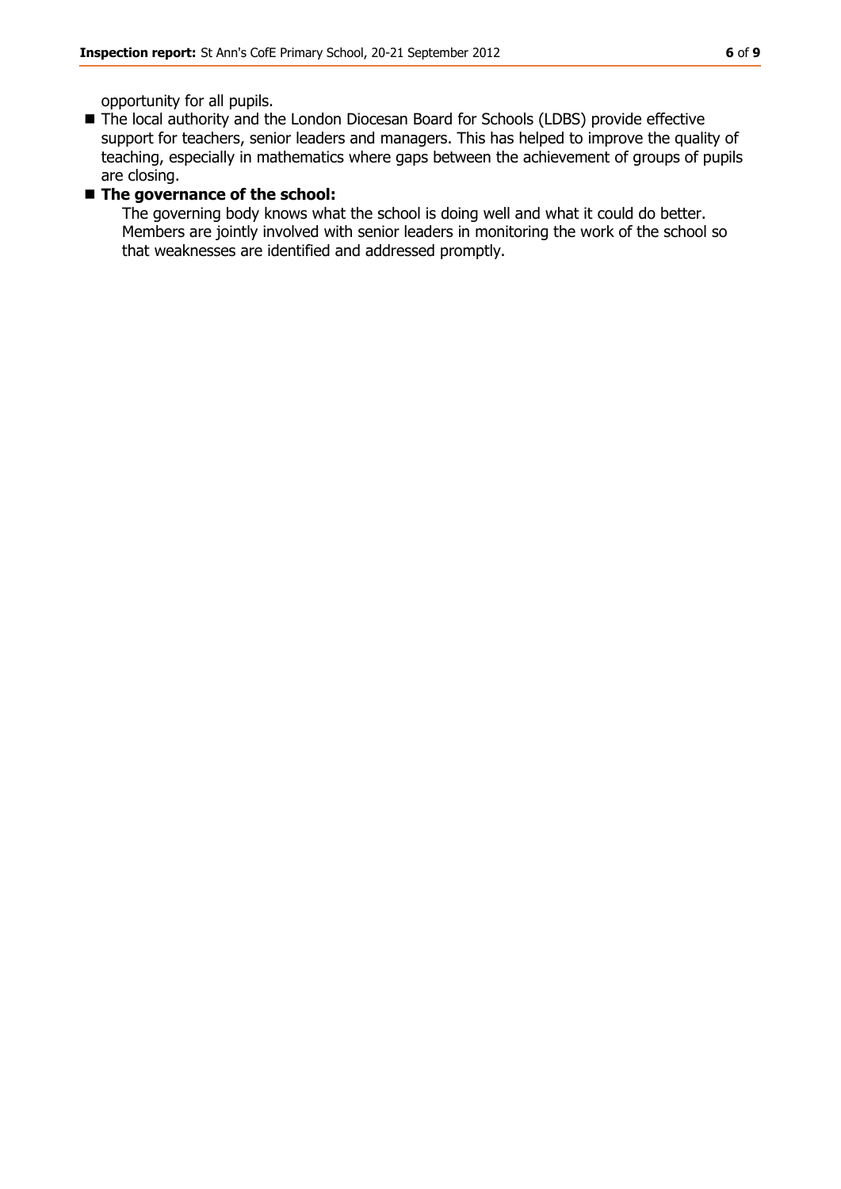opportunity for all pupils.

- The local authority and the London Diocesan Board for Schools (LDBS) provide effective support for teachers, senior leaders and managers. This has helped to improve the quality of teaching, especially in mathematics where gaps between the achievement of groups of pupils are closing.
- **The governance of the school:**

  The governing body knows what the school is doing well and what it could do better. Members are jointly involved with senior leaders in monitoring the work of the school so that weaknesses are identified and addressed promptly.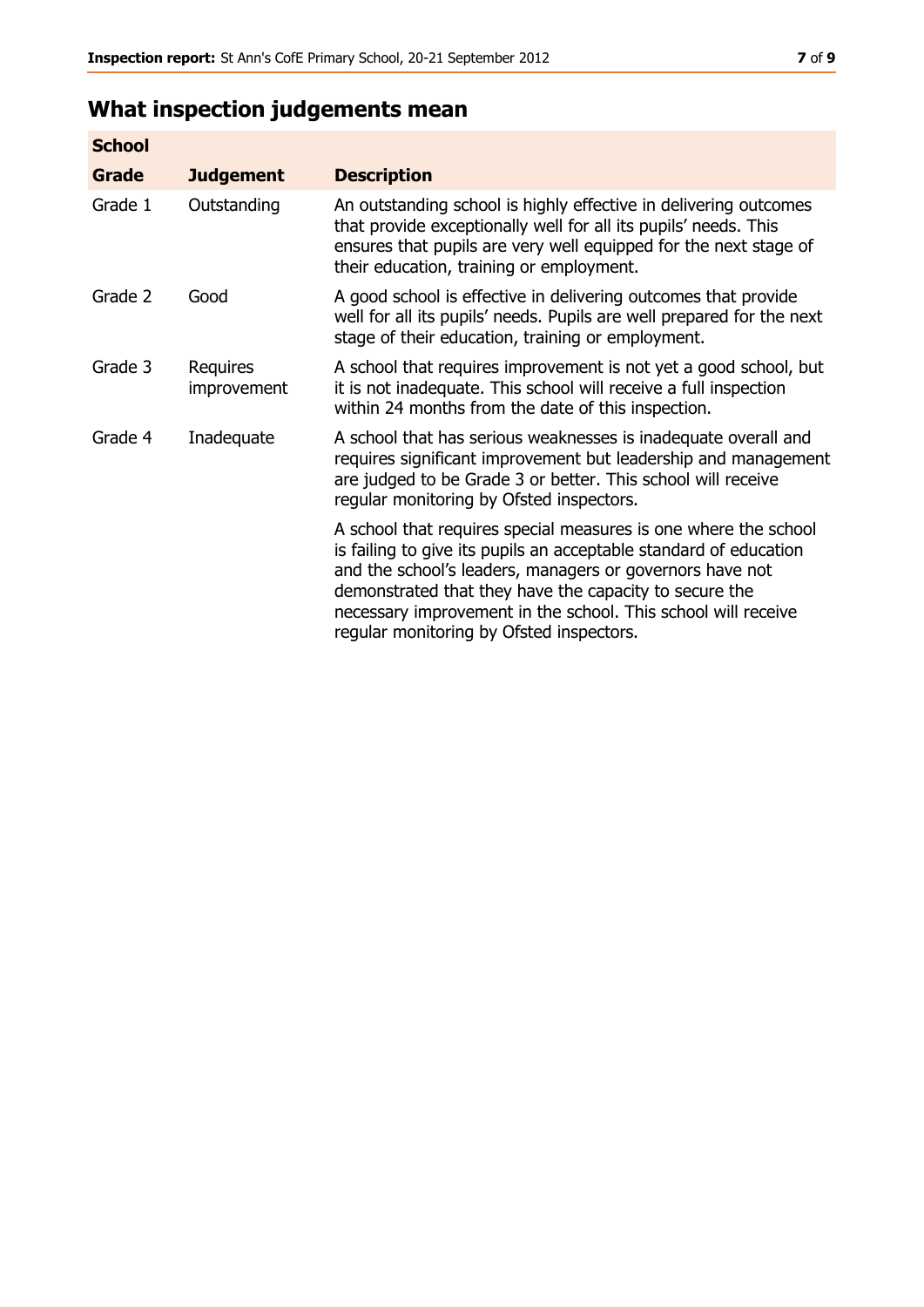## What inspection judgements mean

| School | | |
|---|---|---|
| **Grade** | **Judgement** | **Description** |
| Grade 1 | Outstanding | An outstanding school is highly effective in delivering outcomes that provide exceptionally well for all its pupils' needs. This ensures that pupils are very well equipped for the next stage of their education, training or employment. |
| Grade 2 | Good | A good school is effective in delivering outcomes that provide well for all its pupils' needs. Pupils are well prepared for the next stage of their education, training or employment. |
| Grade 3 | Requires improvement | A school that requires improvement is not yet a good school, but it is not inadequate. This school will receive a full inspection within 24 months from the date of this inspection. |
| Grade 4 | Inadequate | A school that has serious weaknesses is inadequate overall and requires significant improvement but leadership and management are judged to be Grade 3 or better. This school will receive regular monitoring by Ofsted inspectors. |
| | | A school that requires special measures is one where the school is failing to give its pupils an acceptable standard of education and the school's leaders, managers or governors have not demonstrated that they have the capacity to secure the necessary improvement in the school. This school will receive regular monitoring by Ofsted inspectors. |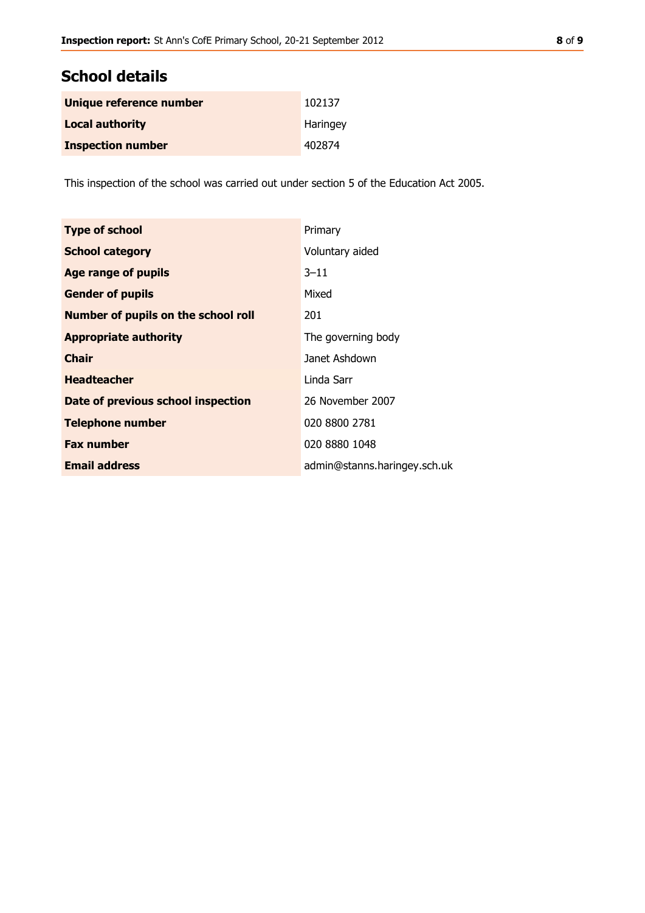## School details

| | |
|---|---|
| **Unique reference number** | 102137 |
| **Local authority** | Haringey |
| **Inspection number** | 402874 |

This inspection of the school was carried out under section 5 of the Education Act 2005.

| | |
|---|---|
| **Type of school** | Primary |
| **School category** | Voluntary aided |
| **Age range of pupils** | 3–11 |
| **Gender of pupils** | Mixed |
| **Number of pupils on the school roll** | 201 |
| **Appropriate authority** | The governing body |
| **Chair** | Janet Ashdown |
| **Headteacher** | Linda Sarr |
| **Date of previous school inspection** | 26 November 2007 |
| **Telephone number** | 020 8800 2781 |
| **Fax number** | 020 8880 1048 |
| **Email address** | admin@stanns.haringey.sch.uk |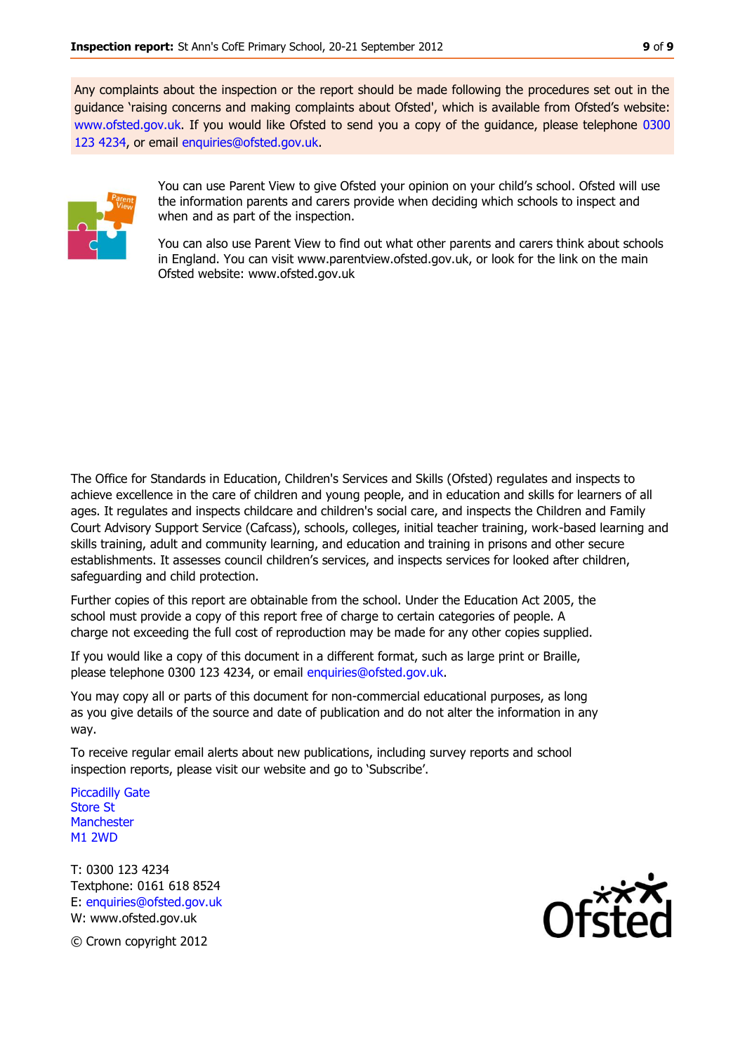Any complaints about the inspection or the report should be made following the procedures set out in the guidance 'raising concerns and making complaints about Ofsted', which is available from Ofsted's website: www.ofsted.gov.uk. If you would like Ofsted to send you a copy of the guidance, please telephone 0300 123 4234, or email enquiries@ofsted.gov.uk.

You can use Parent View to give Ofsted your opinion on your child's school. Ofsted will use the information parents and carers provide when deciding which schools to inspect and when and as part of the inspection.

You can also use Parent View to find out what other parents and carers think about schools in England. You can visit www.parentview.ofsted.gov.uk, or look for the link on the main Ofsted website: www.ofsted.gov.uk

The Office for Standards in Education, Children's Services and Skills (Ofsted) regulates and inspects to achieve excellence in the care of children and young people, and in education and skills for learners of all ages. It regulates and inspects childcare and children's social care, and inspects the Children and Family Court Advisory Support Service (Cafcass), schools, colleges, initial teacher training, work-based learning and skills training, adult and community learning, and education and training in prisons and other secure establishments. It assesses council children's services, and inspects services for looked after children, safeguarding and child protection.

Further copies of this report are obtainable from the school. Under the Education Act 2005, the school must provide a copy of this report free of charge to certain categories of people. A charge not exceeding the full cost of reproduction may be made for any other copies supplied.

If you would like a copy of this document in a different format, such as large print or Braille, please telephone 0300 123 4234, or email enquiries@ofsted.gov.uk.

You may copy all or parts of this document for non-commercial educational purposes, as long as you give details of the source and date of publication and do not alter the information in any way.

To receive regular email alerts about new publications, including survey reports and school inspection reports, please visit our website and go to 'Subscribe'.

Piccadilly Gate
Store St
Manchester
M1 2WD

T: 0300 123 4234
Textphone: 0161 618 8524
E: enquiries@ofsted.gov.uk
W: www.ofsted.gov.uk

© Crown copyright 2012